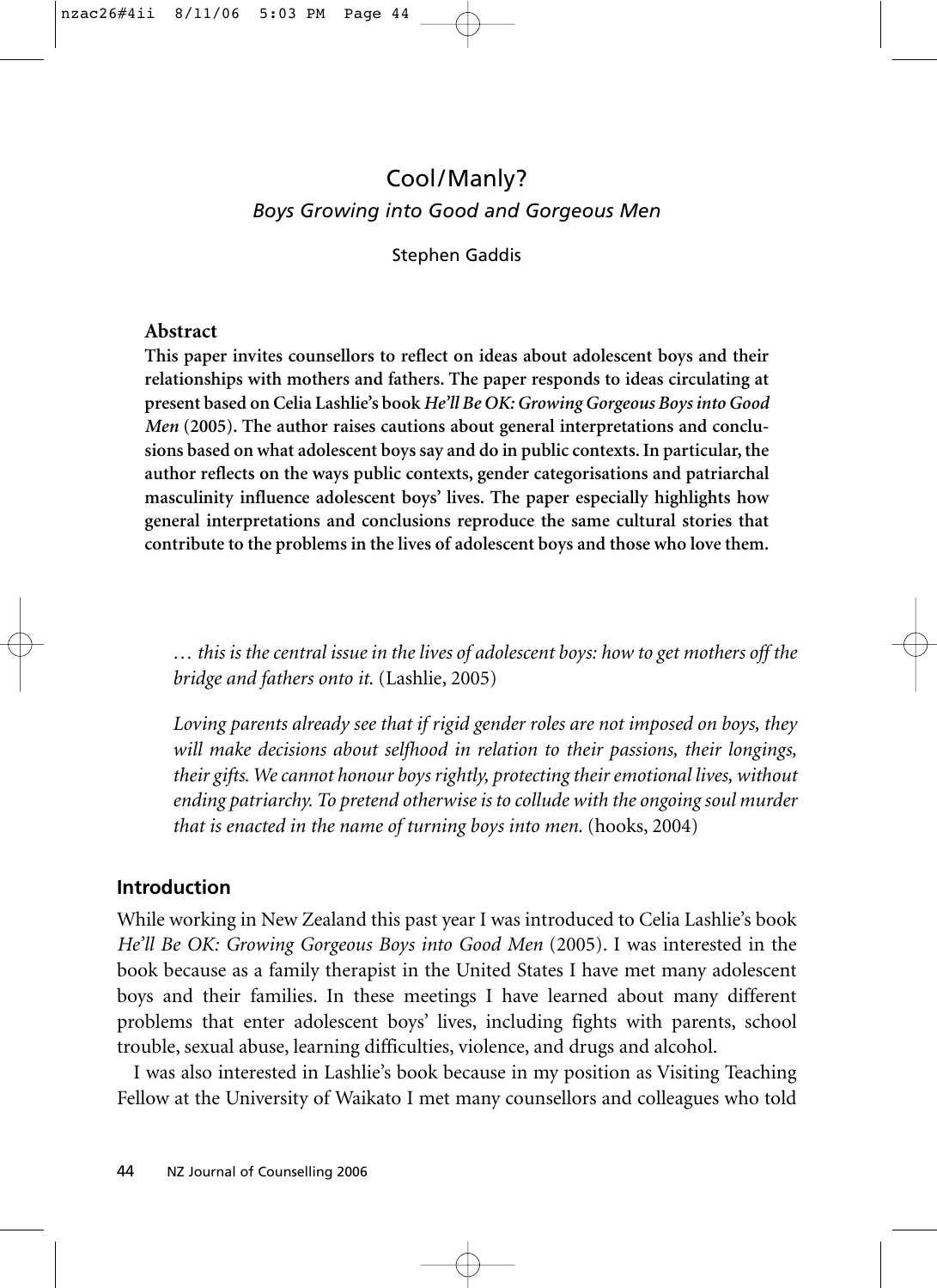# Cool/Manly?

## *Boys Growing into Good and Gorgeous Men*

Stephen Gaddis

### Abstract

**This paper invites counsellors to reflect on ideas about adolescent boys and their relationships with mothers and fathers. The paper responds to ideas circulating at present based on Celia Lashlie's book *He'll Be OK: Growing Gorgeous Boys into Good Men* (2005). The author raises cautions about general interpretations and conclusions based on what adolescent boys say and do in public contexts. In particular, the author reflects on the ways public contexts, gender categorisations and patriarchal masculinity influence adolescent boys' lives. The paper especially highlights how general interpretations and conclusions reproduce the same cultural stories that contribute to the problems in the lives of adolescent boys and those who love them.**

> *… this is the central issue in the lives of adolescent boys: how to get mothers off the bridge and fathers onto it.* (Lashlie, 2005)

> *Loving parents already see that if rigid gender roles are not imposed on boys, they will make decisions about selfhood in relation to their passions, their longings, their gifts. We cannot honour boys rightly, protecting their emotional lives, without ending patriarchy. To pretend otherwise is to collude with the ongoing soul murder that is enacted in the name of turning boys into men.* (hooks, 2004)

### Introduction

While working in New Zealand this past year I was introduced to Celia Lashlie's book *He'll Be OK: Growing Gorgeous Boys into Good Men* (2005). I was interested in the book because as a family therapist in the United States I have met many adolescent boys and their families. In these meetings I have learned about many different problems that enter adolescent boys' lives, including fights with parents, school trouble, sexual abuse, learning difficulties, violence, and drugs and alcohol.

I was also interested in Lashlie's book because in my position as Visiting Teaching Fellow at the University of Waikato I met many counsellors and colleagues who told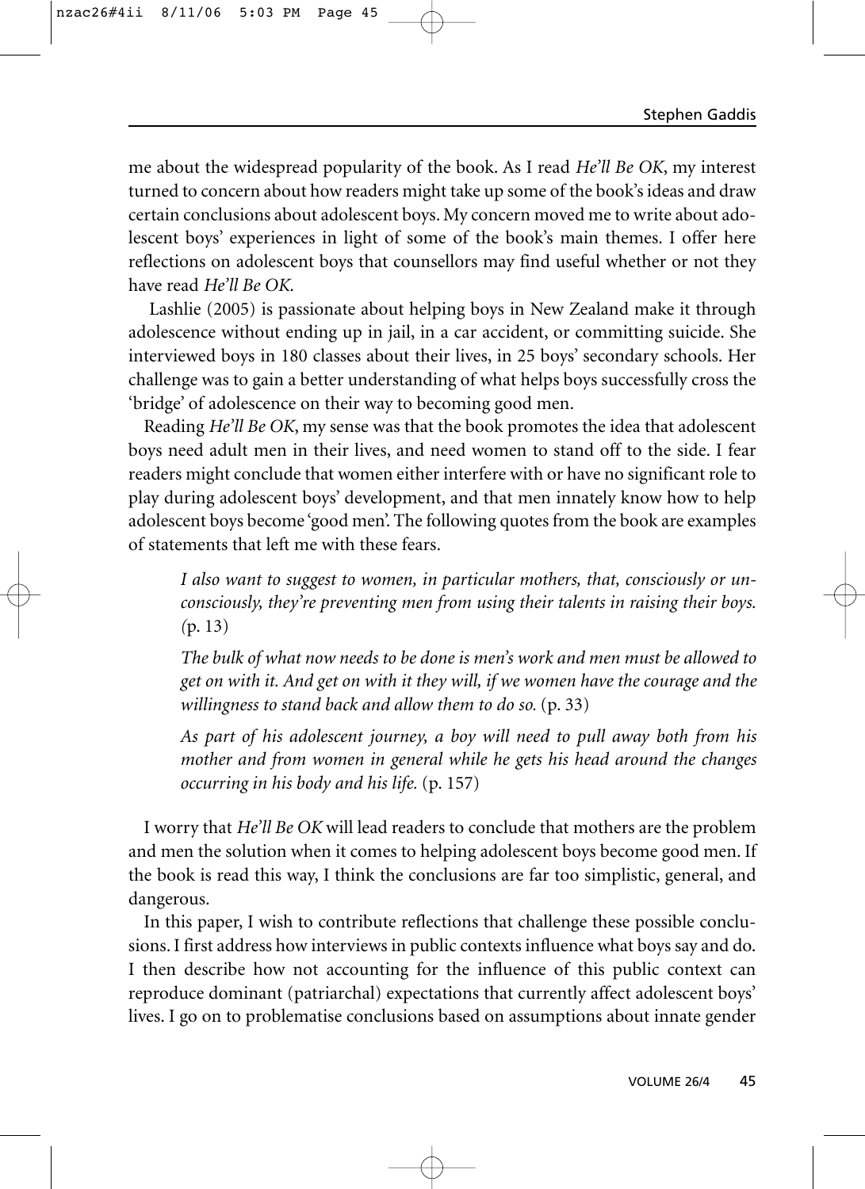me about the widespread popularity of the book. As I read *He'll Be OK*, my interest turned to concern about how readers might take up some of the book's ideas and draw certain conclusions about adolescent boys. My concern moved me to write about adolescent boys' experiences in light of some of the book's main themes. I offer here reflections on adolescent boys that counsellors may find useful whether or not they have read *He'll Be OK*.

Lashlie (2005) is passionate about helping boys in New Zealand make it through adolescence without ending up in jail, in a car accident, or committing suicide. She interviewed boys in 180 classes about their lives, in 25 boys' secondary schools. Her challenge was to gain a better understanding of what helps boys successfully cross the 'bridge' of adolescence on their way to becoming good men.

Reading *He'll Be OK*, my sense was that the book promotes the idea that adolescent boys need adult men in their lives, and need women to stand off to the side. I fear readers might conclude that women either interfere with or have no significant role to play during adolescent boys' development, and that men innately know how to help adolescent boys become 'good men'. The following quotes from the book are examples of statements that left me with these fears.

> *I also want to suggest to women, in particular mothers, that, consciously or unconsciously, they're preventing men from using their talents in raising their boys.* (p. 13)
>
> *The bulk of what now needs to be done is men's work and men must be allowed to get on with it. And get on with it they will, if we women have the courage and the willingness to stand back and allow them to do so.* (p. 33)
>
> *As part of his adolescent journey, a boy will need to pull away both from his mother and from women in general while he gets his head around the changes occurring in his body and his life.* (p. 157)

I worry that *He'll Be OK* will lead readers to conclude that mothers are the problem and men the solution when it comes to helping adolescent boys become good men. If the book is read this way, I think the conclusions are far too simplistic, general, and dangerous.

In this paper, I wish to contribute reflections that challenge these possible conclusions. I first address how interviews in public contexts influence what boys say and do. I then describe how not accounting for the influence of this public context can reproduce dominant (patriarchal) expectations that currently affect adolescent boys' lives. I go on to problematise conclusions based on assumptions about innate gender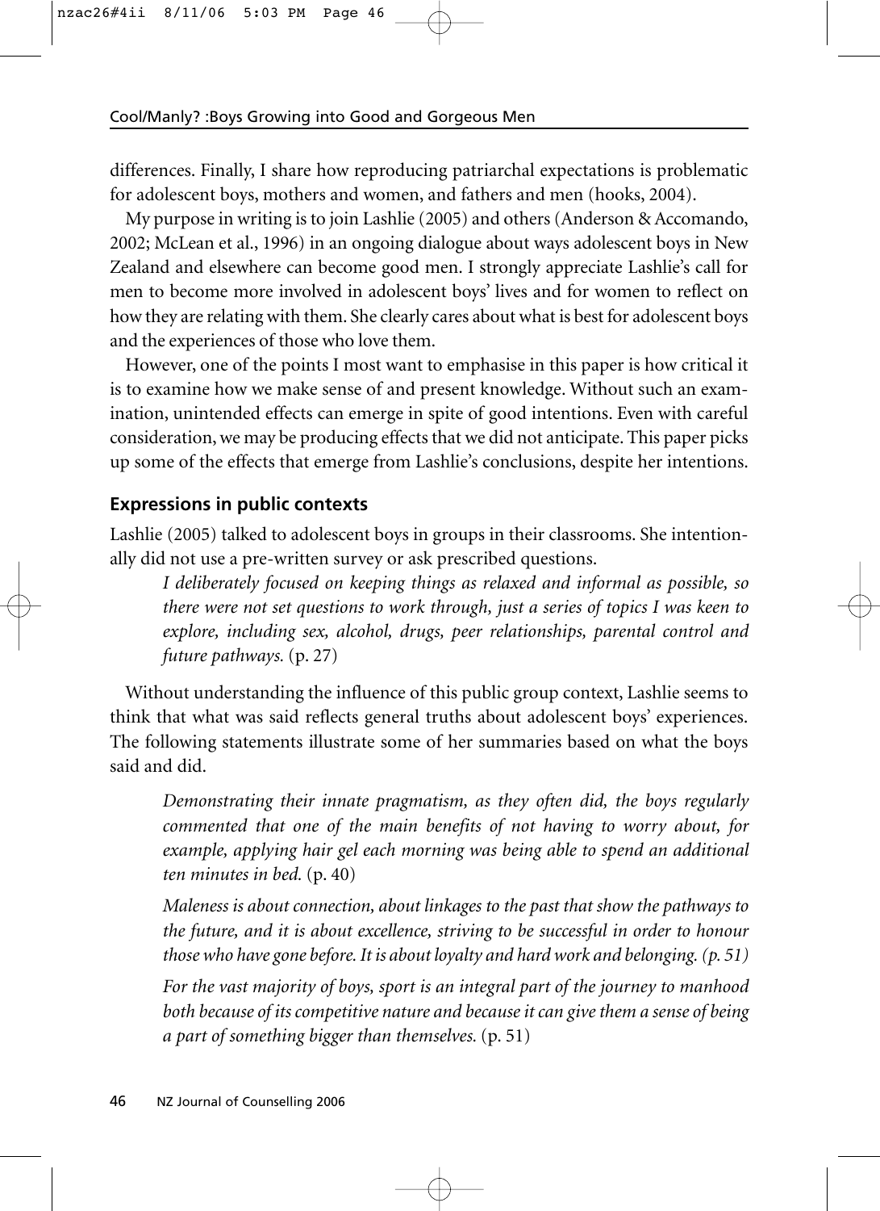differences. Finally, I share how reproducing patriarchal expectations is problematic for adolescent boys, mothers and women, and fathers and men (hooks, 2004).

My purpose in writing is to join Lashlie (2005) and others (Anderson & Accomando, 2002; McLean et al., 1996) in an ongoing dialogue about ways adolescent boys in New Zealand and elsewhere can become good men. I strongly appreciate Lashlie's call for men to become more involved in adolescent boys' lives and for women to reflect on how they are relating with them. She clearly cares about what is best for adolescent boys and the experiences of those who love them.

However, one of the points I most want to emphasise in this paper is how critical it is to examine how we make sense of and present knowledge. Without such an examination, unintended effects can emerge in spite of good intentions. Even with careful consideration, we may be producing effects that we did not anticipate. This paper picks up some of the effects that emerge from Lashlie's conclusions, despite her intentions.

## Expressions in public contexts

Lashlie (2005) talked to adolescent boys in groups in their classrooms. She intentionally did not use a pre-written survey or ask prescribed questions.

> *I deliberately focused on keeping things as relaxed and informal as possible, so there were not set questions to work through, just a series of topics I was keen to explore, including sex, alcohol, drugs, peer relationships, parental control and future pathways.* (p. 27)

Without understanding the influence of this public group context, Lashlie seems to think that what was said reflects general truths about adolescent boys' experiences. The following statements illustrate some of her summaries based on what the boys said and did.

> *Demonstrating their innate pragmatism, as they often did, the boys regularly commented that one of the main benefits of not having to worry about, for example, applying hair gel each morning was being able to spend an additional ten minutes in bed.* (p. 40)
>
> *Maleness is about connection, about linkages to the past that show the pathways to the future, and it is about excellence, striving to be successful in order to honour those who have gone before. It is about loyalty and hard work and belonging. (p. 51)*
>
> *For the vast majority of boys, sport is an integral part of the journey to manhood both because of its competitive nature and because it can give them a sense of being a part of something bigger than themselves.* (p. 51)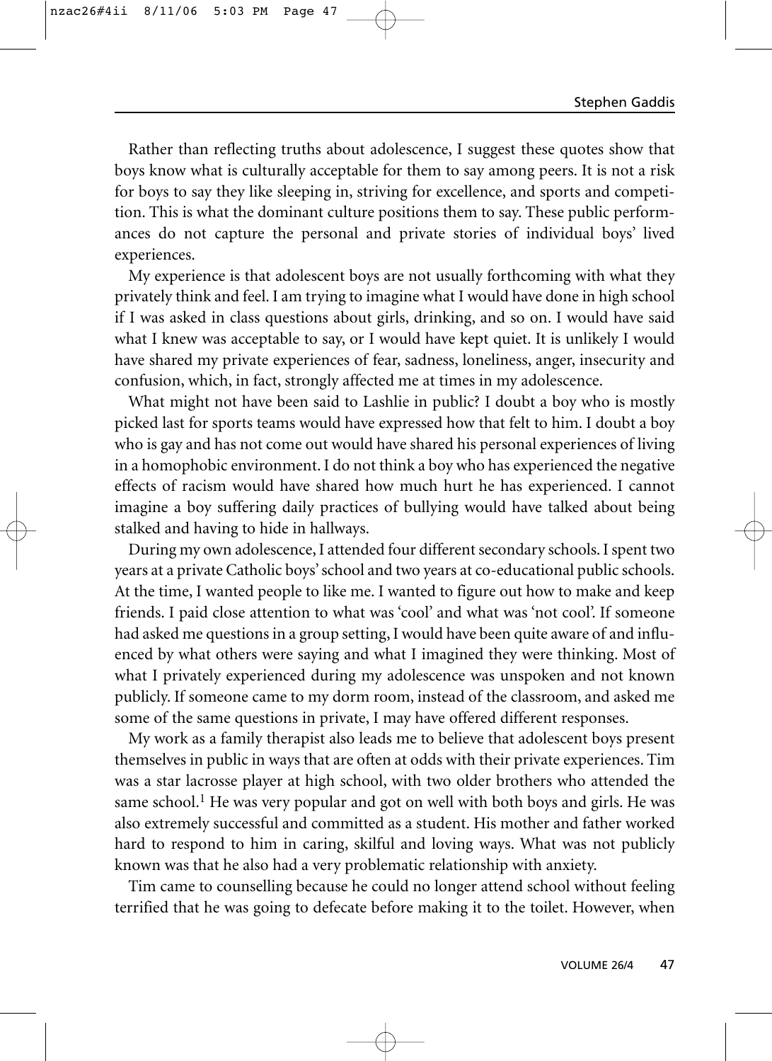Rather than reflecting truths about adolescence, I suggest these quotes show that boys know what is culturally acceptable for them to say among peers. It is not a risk for boys to say they like sleeping in, striving for excellence, and sports and competition. This is what the dominant culture positions them to say. These public performances do not capture the personal and private stories of individual boys' lived experiences.

My experience is that adolescent boys are not usually forthcoming with what they privately think and feel. I am trying to imagine what I would have done in high school if I was asked in class questions about girls, drinking, and so on. I would have said what I knew was acceptable to say, or I would have kept quiet. It is unlikely I would have shared my private experiences of fear, sadness, loneliness, anger, insecurity and confusion, which, in fact, strongly affected me at times in my adolescence.

What might not have been said to Lashlie in public? I doubt a boy who is mostly picked last for sports teams would have expressed how that felt to him. I doubt a boy who is gay and has not come out would have shared his personal experiences of living in a homophobic environment. I do not think a boy who has experienced the negative effects of racism would have shared how much hurt he has experienced. I cannot imagine a boy suffering daily practices of bullying would have talked about being stalked and having to hide in hallways.

During my own adolescence, I attended four different secondary schools. I spent two years at a private Catholic boys' school and two years at co-educational public schools. At the time, I wanted people to like me. I wanted to figure out how to make and keep friends. I paid close attention to what was 'cool' and what was 'not cool'. If someone had asked me questions in a group setting, I would have been quite aware of and influenced by what others were saying and what I imagined they were thinking. Most of what I privately experienced during my adolescence was unspoken and not known publicly. If someone came to my dorm room, instead of the classroom, and asked me some of the same questions in private, I may have offered different responses.

My work as a family therapist also leads me to believe that adolescent boys present themselves in public in ways that are often at odds with their private experiences. Tim was a star lacrosse player at high school, with two older brothers who attended the same school.[1] He was very popular and got on well with both boys and girls. He was also extremely successful and committed as a student. His mother and father worked hard to respond to him in caring, skilful and loving ways. What was not publicly known was that he also had a very problematic relationship with anxiety.

Tim came to counselling because he could no longer attend school without feeling terrified that he was going to defecate before making it to the toilet. However, when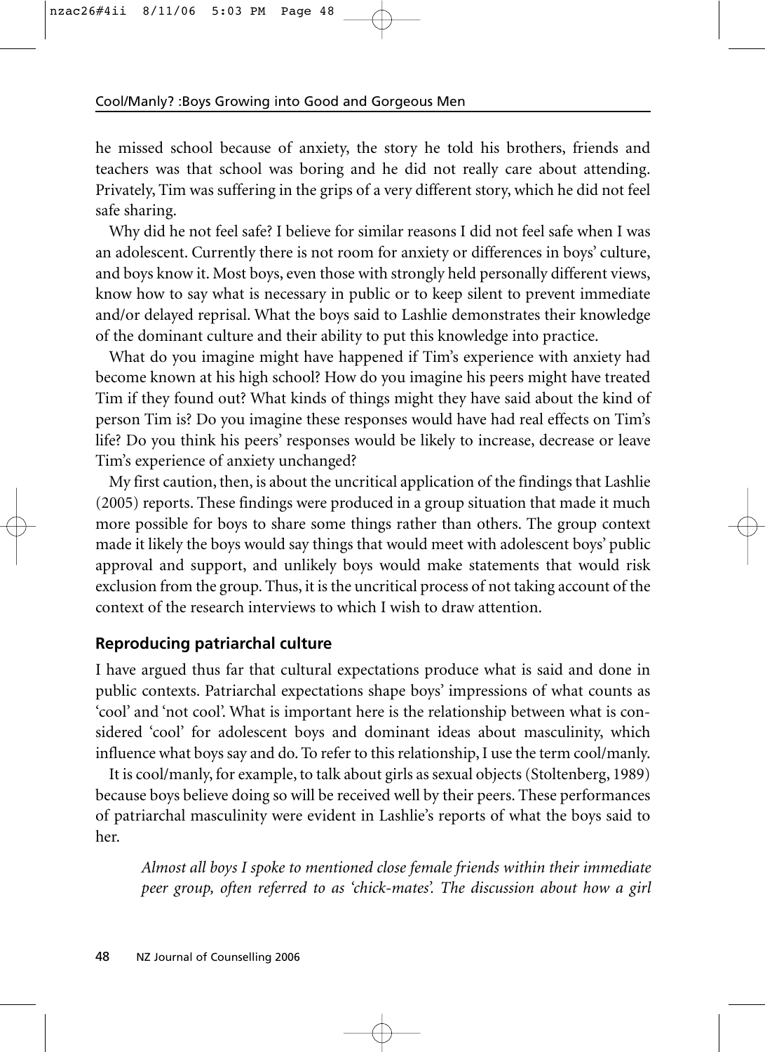he missed school because of anxiety, the story he told his brothers, friends and teachers was that school was boring and he did not really care about attending. Privately, Tim was suffering in the grips of a very different story, which he did not feel safe sharing.

Why did he not feel safe? I believe for similar reasons I did not feel safe when I was an adolescent. Currently there is not room for anxiety or differences in boys' culture, and boys know it. Most boys, even those with strongly held personally different views, know how to say what is necessary in public or to keep silent to prevent immediate and/or delayed reprisal. What the boys said to Lashlie demonstrates their knowledge of the dominant culture and their ability to put this knowledge into practice.

What do you imagine might have happened if Tim's experience with anxiety had become known at his high school? How do you imagine his peers might have treated Tim if they found out? What kinds of things might they have said about the kind of person Tim is? Do you imagine these responses would have had real effects on Tim's life? Do you think his peers' responses would be likely to increase, decrease or leave Tim's experience of anxiety unchanged?

My first caution, then, is about the uncritical application of the findings that Lashlie (2005) reports. These findings were produced in a group situation that made it much more possible for boys to share some things rather than others. The group context made it likely the boys would say things that would meet with adolescent boys' public approval and support, and unlikely boys would make statements that would risk exclusion from the group. Thus, it is the uncritical process of not taking account of the context of the research interviews to which I wish to draw attention.

## Reproducing patriarchal culture

I have argued thus far that cultural expectations produce what is said and done in public contexts. Patriarchal expectations shape boys' impressions of what counts as 'cool' and 'not cool'. What is important here is the relationship between what is considered 'cool' for adolescent boys and dominant ideas about masculinity, which influence what boys say and do. To refer to this relationship, I use the term cool/manly.

It is cool/manly, for example, to talk about girls as sexual objects (Stoltenberg, 1989) because boys believe doing so will be received well by their peers. These performances of patriarchal masculinity were evident in Lashlie's reports of what the boys said to her.

> *Almost all boys I spoke to mentioned close female friends within their immediate peer group, often referred to as 'chick-mates'. The discussion about how a girl*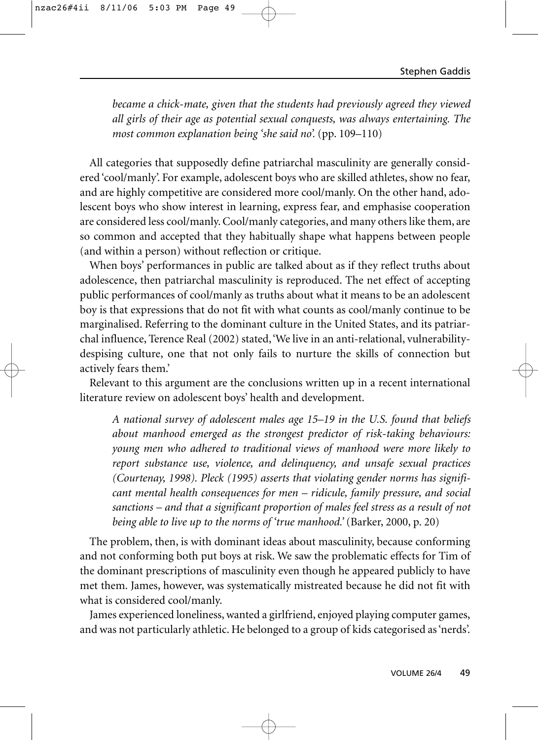*became a chick-mate, given that the students had previously agreed they viewed all girls of their age as potential sexual conquests, was always entertaining. The most common explanation being 'she said no'.* (pp. 109–110)

All categories that supposedly define patriarchal masculinity are generally considered 'cool/manly'. For example, adolescent boys who are skilled athletes, show no fear, and are highly competitive are considered more cool/manly. On the other hand, adolescent boys who show interest in learning, express fear, and emphasise cooperation are considered less cool/manly. Cool/manly categories, and many others like them, are so common and accepted that they habitually shape what happens between people (and within a person) without reflection or critique.

When boys' performances in public are talked about as if they reflect truths about adolescence, then patriarchal masculinity is reproduced. The net effect of accepting public performances of cool/manly as truths about what it means to be an adolescent boy is that expressions that do not fit with what counts as cool/manly continue to be marginalised. Referring to the dominant culture in the United States, and its patriarchal influence, Terence Real (2002) stated, 'We live in an anti-relational, vulnerability-despising culture, one that not only fails to nurture the skills of connection but actively fears them.'

Relevant to this argument are the conclusions written up in a recent international literature review on adolescent boys' health and development.

> *A national survey of adolescent males age 15–19 in the U.S. found that beliefs about manhood emerged as the strongest predictor of risk-taking behaviours: young men who adhered to traditional views of manhood were more likely to report substance use, violence, and delinquency, and unsafe sexual practices (Courtenay, 1998). Pleck (1995) asserts that violating gender norms has significant mental health consequences for men – ridicule, family pressure, and social sanctions – and that a significant proportion of males feel stress as a result of not being able to live up to the norms of 'true manhood.'* (Barker, 2000, p. 20)

The problem, then, is with dominant ideas about masculinity, because conforming and not conforming both put boys at risk. We saw the problematic effects for Tim of the dominant prescriptions of masculinity even though he appeared publicly to have met them. James, however, was systematically mistreated because he did not fit with what is considered cool/manly.

James experienced loneliness, wanted a girlfriend, enjoyed playing computer games, and was not particularly athletic. He belonged to a group of kids categorised as 'nerds'.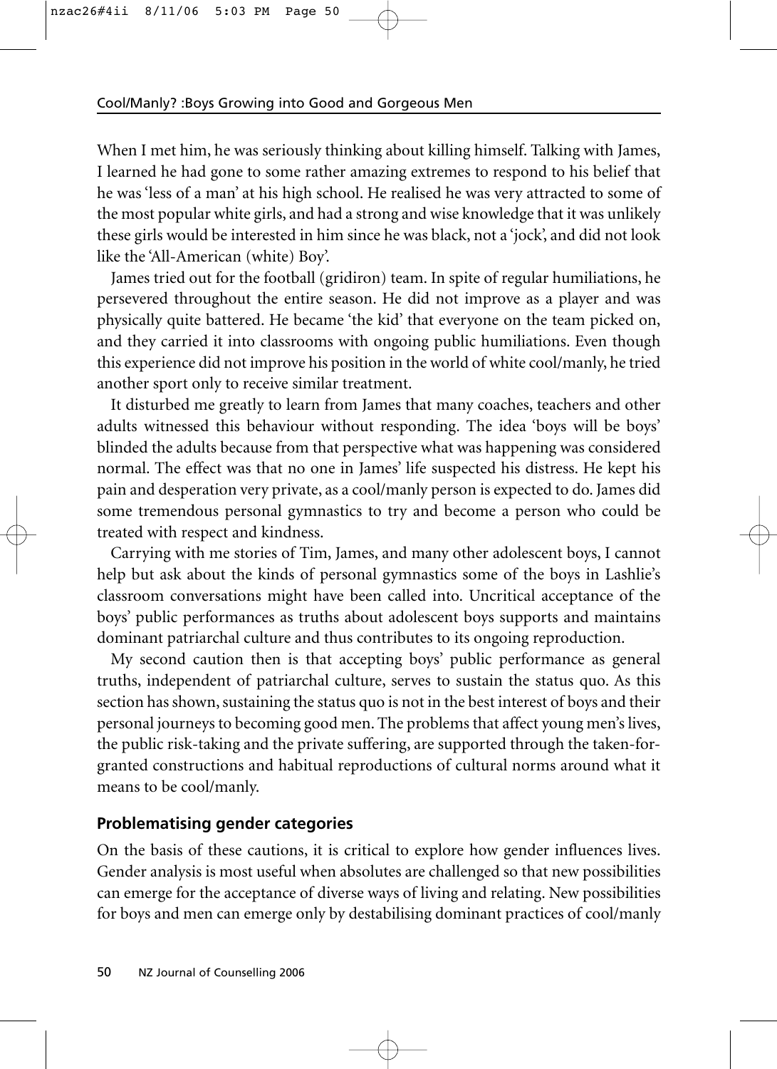When I met him, he was seriously thinking about killing himself. Talking with James, I learned he had gone to some rather amazing extremes to respond to his belief that he was 'less of a man' at his high school. He realised he was very attracted to some of the most popular white girls, and had a strong and wise knowledge that it was unlikely these girls would be interested in him since he was black, not a 'jock', and did not look like the 'All-American (white) Boy'.

James tried out for the football (gridiron) team. In spite of regular humiliations, he persevered throughout the entire season. He did not improve as a player and was physically quite battered. He became 'the kid' that everyone on the team picked on, and they carried it into classrooms with ongoing public humiliations. Even though this experience did not improve his position in the world of white cool/manly, he tried another sport only to receive similar treatment.

It disturbed me greatly to learn from James that many coaches, teachers and other adults witnessed this behaviour without responding. The idea 'boys will be boys' blinded the adults because from that perspective what was happening was considered normal. The effect was that no one in James' life suspected his distress. He kept his pain and desperation very private, as a cool/manly person is expected to do. James did some tremendous personal gymnastics to try and become a person who could be treated with respect and kindness.

Carrying with me stories of Tim, James, and many other adolescent boys, I cannot help but ask about the kinds of personal gymnastics some of the boys in Lashlie's classroom conversations might have been called into. Uncritical acceptance of the boys' public performances as truths about adolescent boys supports and maintains dominant patriarchal culture and thus contributes to its ongoing reproduction.

My second caution then is that accepting boys' public performance as general truths, independent of patriarchal culture, serves to sustain the status quo. As this section has shown, sustaining the status quo is not in the best interest of boys and their personal journeys to becoming good men. The problems that affect young men's lives, the public risk-taking and the private suffering, are supported through the taken-for-granted constructions and habitual reproductions of cultural norms around what it means to be cool/manly.

## Problematising gender categories

On the basis of these cautions, it is critical to explore how gender influences lives. Gender analysis is most useful when absolutes are challenged so that new possibilities can emerge for the acceptance of diverse ways of living and relating. New possibilities for boys and men can emerge only by destabilising dominant practices of cool/manly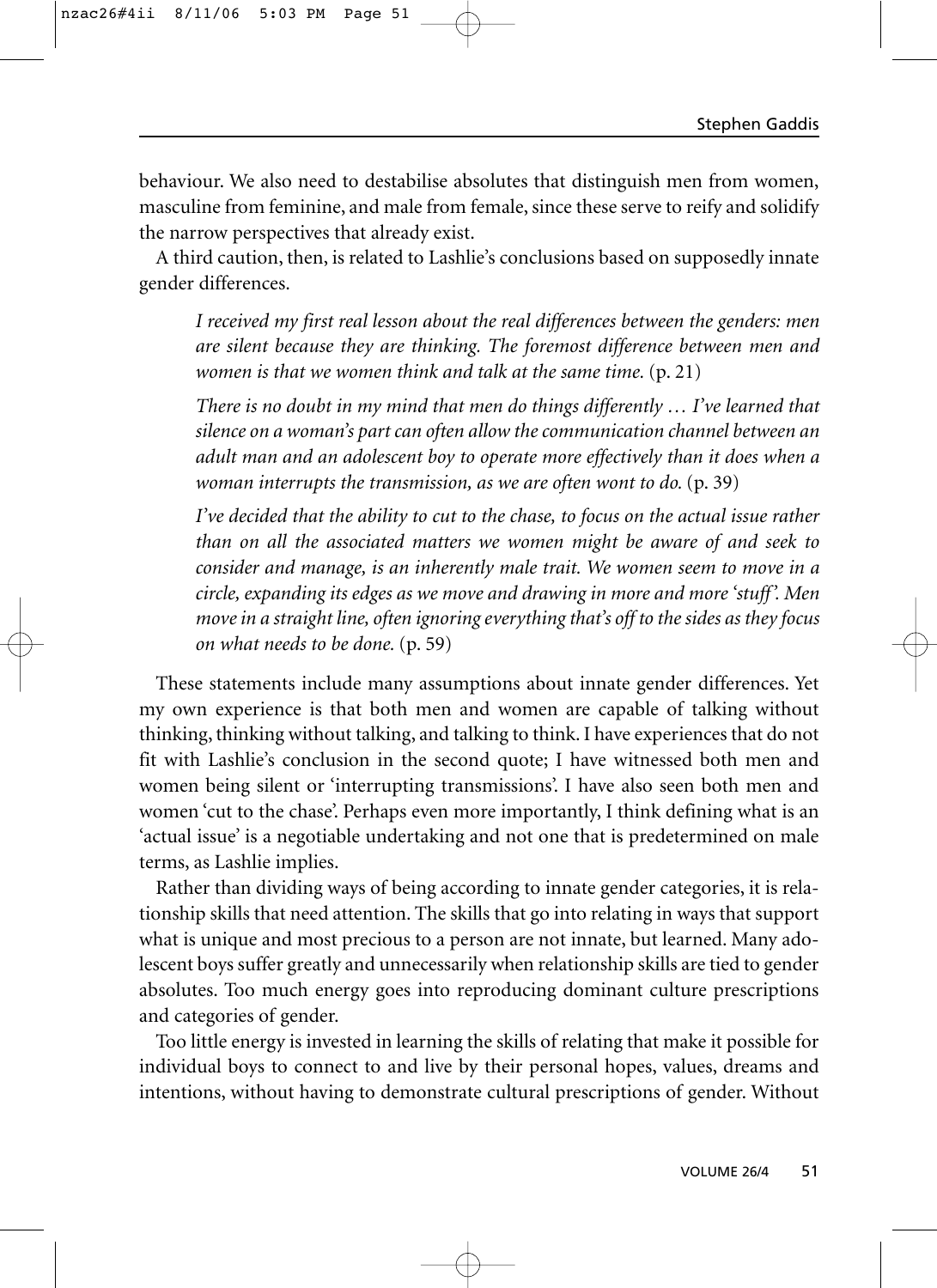behaviour. We also need to destabilise absolutes that distinguish men from women, masculine from feminine, and male from female, since these serve to reify and solidify the narrow perspectives that already exist.

A third caution, then, is related to Lashlie's conclusions based on supposedly innate gender differences.

> *I received my first real lesson about the real differences between the genders: men are silent because they are thinking. The foremost difference between men and women is that we women think and talk at the same time.* (p. 21)
>
> *There is no doubt in my mind that men do things differently … I've learned that silence on a woman's part can often allow the communication channel between an adult man and an adolescent boy to operate more effectively than it does when a woman interrupts the transmission, as we are often wont to do.* (p. 39)
>
> *I've decided that the ability to cut to the chase, to focus on the actual issue rather than on all the associated matters we women might be aware of and seek to consider and manage, is an inherently male trait. We women seem to move in a circle, expanding its edges as we move and drawing in more and more 'stuff'. Men move in a straight line, often ignoring everything that's off to the sides as they focus on what needs to be done.* (p. 59)

These statements include many assumptions about innate gender differences. Yet my own experience is that both men and women are capable of talking without thinking, thinking without talking, and talking to think. I have experiences that do not fit with Lashlie's conclusion in the second quote; I have witnessed both men and women being silent or 'interrupting transmissions'. I have also seen both men and women 'cut to the chase'. Perhaps even more importantly, I think defining what is an 'actual issue' is a negotiable undertaking and not one that is predetermined on male terms, as Lashlie implies.

Rather than dividing ways of being according to innate gender categories, it is relationship skills that need attention. The skills that go into relating in ways that support what is unique and most precious to a person are not innate, but learned. Many adolescent boys suffer greatly and unnecessarily when relationship skills are tied to gender absolutes. Too much energy goes into reproducing dominant culture prescriptions and categories of gender.

Too little energy is invested in learning the skills of relating that make it possible for individual boys to connect to and live by their personal hopes, values, dreams and intentions, without having to demonstrate cultural prescriptions of gender. Without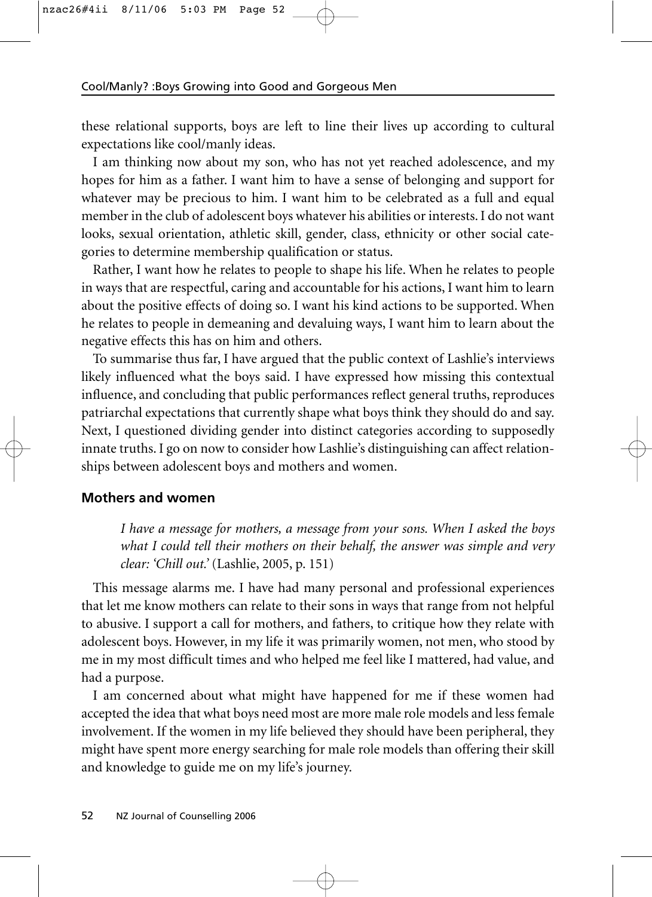these relational supports, boys are left to line their lives up according to cultural expectations like cool/manly ideas.

I am thinking now about my son, who has not yet reached adolescence, and my hopes for him as a father. I want him to have a sense of belonging and support for whatever may be precious to him. I want him to be celebrated as a full and equal member in the club of adolescent boys whatever his abilities or interests. I do not want looks, sexual orientation, athletic skill, gender, class, ethnicity or other social categories to determine membership qualification or status.

Rather, I want how he relates to people to shape his life. When he relates to people in ways that are respectful, caring and accountable for his actions, I want him to learn about the positive effects of doing so. I want his kind actions to be supported. When he relates to people in demeaning and devaluing ways, I want him to learn about the negative effects this has on him and others.

To summarise thus far, I have argued that the public context of Lashlie's interviews likely influenced what the boys said. I have expressed how missing this contextual influence, and concluding that public performances reflect general truths, reproduces patriarchal expectations that currently shape what boys think they should do and say. Next, I questioned dividing gender into distinct categories according to supposedly innate truths. I go on now to consider how Lashlie's distinguishing can affect relationships between adolescent boys and mothers and women.

## Mothers and women

> *I have a message for mothers, a message from your sons. When I asked the boys what I could tell their mothers on their behalf, the answer was simple and very clear: 'Chill out.'* (Lashlie, 2005, p. 151)

This message alarms me. I have had many personal and professional experiences that let me know mothers can relate to their sons in ways that range from not helpful to abusive. I support a call for mothers, and fathers, to critique how they relate with adolescent boys. However, in my life it was primarily women, not men, who stood by me in my most difficult times and who helped me feel like I mattered, had value, and had a purpose.

I am concerned about what might have happened for me if these women had accepted the idea that what boys need most are more male role models and less female involvement. If the women in my life believed they should have been peripheral, they might have spent more energy searching for male role models than offering their skill and knowledge to guide me on my life's journey.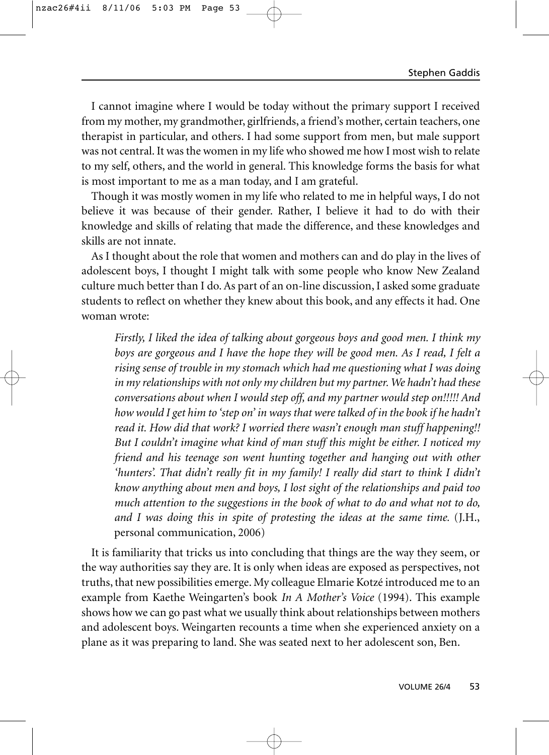I cannot imagine where I would be today without the primary support I received from my mother, my grandmother, girlfriends, a friend's mother, certain teachers, one therapist in particular, and others. I had some support from men, but male support was not central. It was the women in my life who showed me how I most wish to relate to my self, others, and the world in general. This knowledge forms the basis for what is most important to me as a man today, and I am grateful.

Though it was mostly women in my life who related to me in helpful ways, I do not believe it was because of their gender. Rather, I believe it had to do with their knowledge and skills of relating that made the difference, and these knowledges and skills are not innate.

As I thought about the role that women and mothers can and do play in the lives of adolescent boys, I thought I might talk with some people who know New Zealand culture much better than I do. As part of an on-line discussion, I asked some graduate students to reflect on whether they knew about this book, and any effects it had. One woman wrote:

> *Firstly, I liked the idea of talking about gorgeous boys and good men. I think my boys are gorgeous and I have the hope they will be good men. As I read, I felt a rising sense of trouble in my stomach which had me questioning what I was doing in my relationships with not only my children but my partner. We hadn't had these conversations about when I would step off, and my partner would step on!!!!! And how would I get him to 'step on' in ways that were talked of in the book if he hadn't read it. How did that work? I worried there wasn't enough man stuff happening!! But I couldn't imagine what kind of man stuff this might be either. I noticed my friend and his teenage son went hunting together and hanging out with other 'hunters'. That didn't really fit in my family! I really did start to think I didn't know anything about men and boys, I lost sight of the relationships and paid too much attention to the suggestions in the book of what to do and what not to do, and I was doing this in spite of protesting the ideas at the same time.* (J.H., personal communication, 2006)

It is familiarity that tricks us into concluding that things are the way they seem, or the way authorities say they are. It is only when ideas are exposed as perspectives, not truths, that new possibilities emerge. My colleague Elmarie Kotzé introduced me to an example from Kaethe Weingarten's book *In A Mother's Voice* (1994). This example shows how we can go past what we usually think about relationships between mothers and adolescent boys. Weingarten recounts a time when she experienced anxiety on a plane as it was preparing to land. She was seated next to her adolescent son, Ben.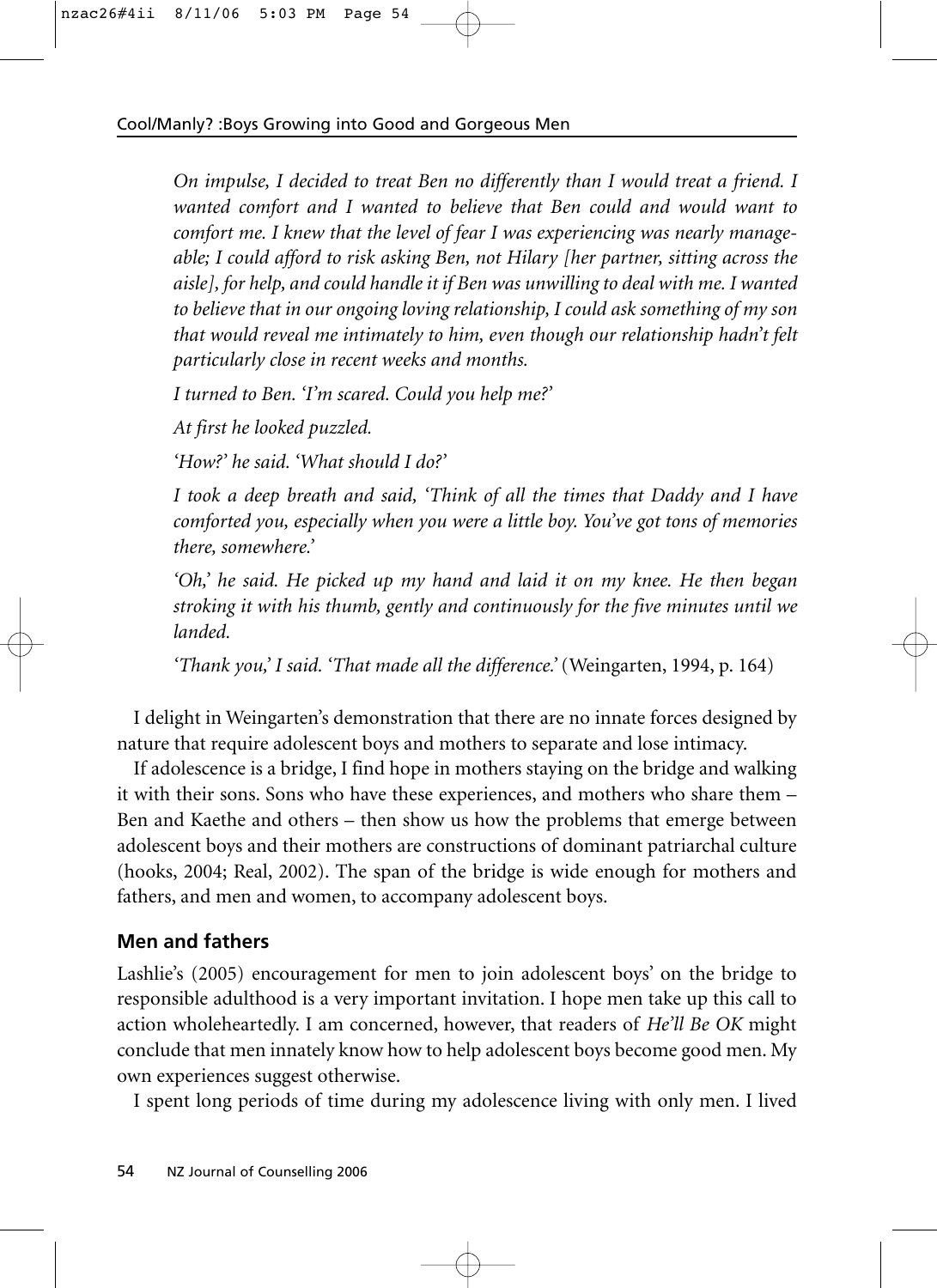*On impulse, I decided to treat Ben no differently than I would treat a friend. I wanted comfort and I wanted to believe that Ben could and would want to comfort me. I knew that the level of fear I was experiencing was nearly manageable; I could afford to risk asking Ben, not Hilary [her partner, sitting across the aisle], for help, and could handle it if Ben was unwilling to deal with me. I wanted to believe that in our ongoing loving relationship, I could ask something of my son that would reveal me intimately to him, even though our relationship hadn't felt particularly close in recent weeks and months.*

*I turned to Ben. 'I'm scared. Could you help me?'*

*At first he looked puzzled.*

*'How?' he said. 'What should I do?'*

*I took a deep breath and said, 'Think of all the times that Daddy and I have comforted you, especially when you were a little boy. You've got tons of memories there, somewhere.'*

*'Oh,' he said. He picked up my hand and laid it on my knee. He then began stroking it with his thumb, gently and continuously for the five minutes until we landed.*

*'Thank you,' I said. 'That made all the difference.'* (Weingarten, 1994, p. 164)

I delight in Weingarten's demonstration that there are no innate forces designed by nature that require adolescent boys and mothers to separate and lose intimacy.

If adolescence is a bridge, I find hope in mothers staying on the bridge and walking it with their sons. Sons who have these experiences, and mothers who share them – Ben and Kaethe and others – then show us how the problems that emerge between adolescent boys and their mothers are constructions of dominant patriarchal culture (hooks, 2004; Real, 2002). The span of the bridge is wide enough for mothers and fathers, and men and women, to accompany adolescent boys.

## Men and fathers

Lashlie's (2005) encouragement for men to join adolescent boys' on the bridge to responsible adulthood is a very important invitation. I hope men take up this call to action wholeheartedly. I am concerned, however, that readers of *He'll Be OK* might conclude that men innately know how to help adolescent boys become good men. My own experiences suggest otherwise.

I spent long periods of time during my adolescence living with only men. I lived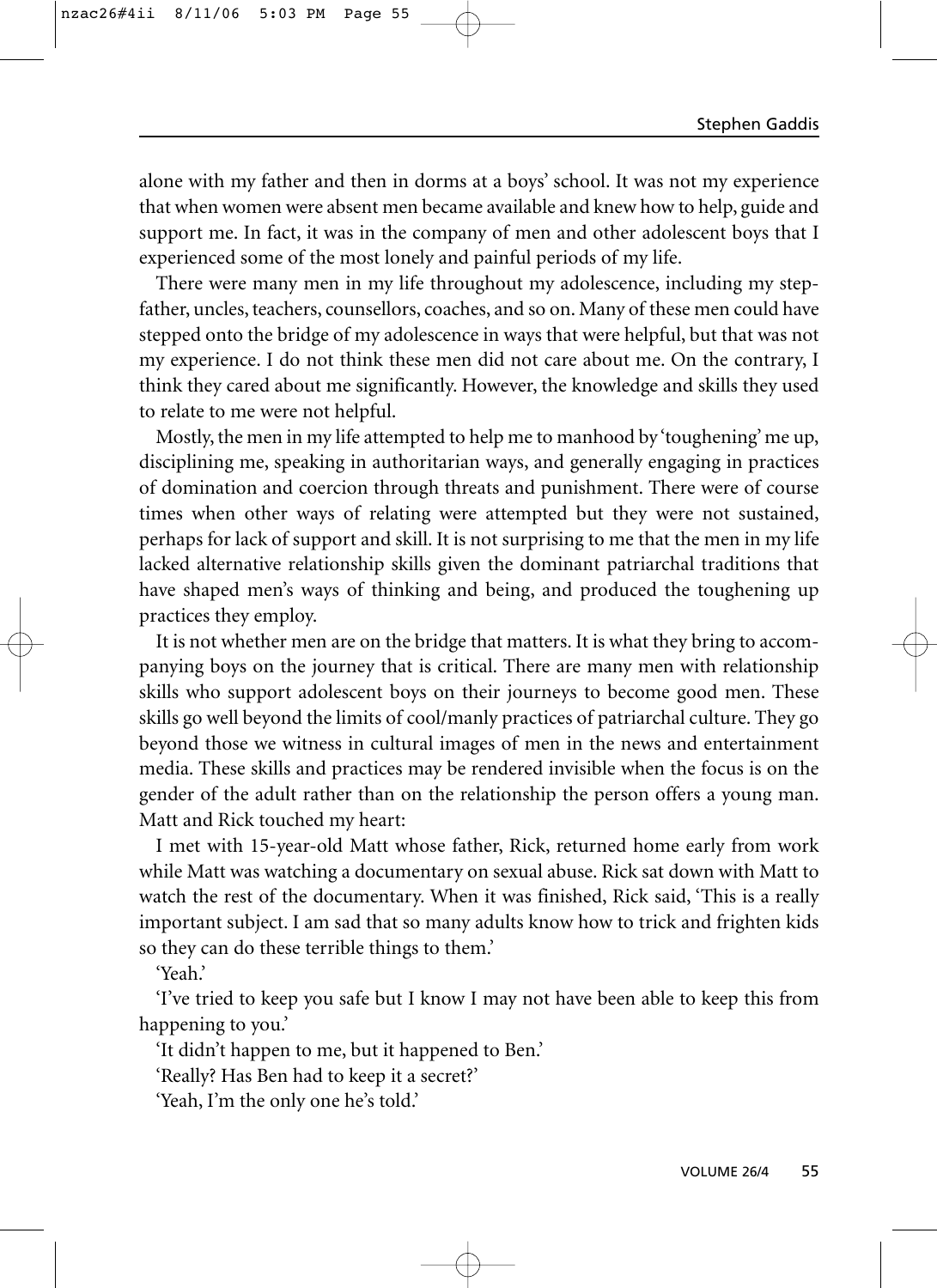alone with my father and then in dorms at a boys' school. It was not my experience that when women were absent men became available and knew how to help, guide and support me. In fact, it was in the company of men and other adolescent boys that I experienced some of the most lonely and painful periods of my life.

There were many men in my life throughout my adolescence, including my stepfather, uncles, teachers, counsellors, coaches, and so on. Many of these men could have stepped onto the bridge of my adolescence in ways that were helpful, but that was not my experience. I do not think these men did not care about me. On the contrary, I think they cared about me significantly. However, the knowledge and skills they used to relate to me were not helpful.

Mostly, the men in my life attempted to help me to manhood by 'toughening' me up, disciplining me, speaking in authoritarian ways, and generally engaging in practices of domination and coercion through threats and punishment. There were of course times when other ways of relating were attempted but they were not sustained, perhaps for lack of support and skill. It is not surprising to me that the men in my life lacked alternative relationship skills given the dominant patriarchal traditions that have shaped men's ways of thinking and being, and produced the toughening up practices they employ.

It is not whether men are on the bridge that matters. It is what they bring to accompanying boys on the journey that is critical. There are many men with relationship skills who support adolescent boys on their journeys to become good men. These skills go well beyond the limits of cool/manly practices of patriarchal culture. They go beyond those we witness in cultural images of men in the news and entertainment media. These skills and practices may be rendered invisible when the focus is on the gender of the adult rather than on the relationship the person offers a young man. Matt and Rick touched my heart:

I met with 15-year-old Matt whose father, Rick, returned home early from work while Matt was watching a documentary on sexual abuse. Rick sat down with Matt to watch the rest of the documentary. When it was finished, Rick said, 'This is a really important subject. I am sad that so many adults know how to trick and frighten kids so they can do these terrible things to them.'

'Yeah.'

'I've tried to keep you safe but I know I may not have been able to keep this from happening to you.'

'It didn't happen to me, but it happened to Ben.'

'Really? Has Ben had to keep it a secret?'

'Yeah, I'm the only one he's told.'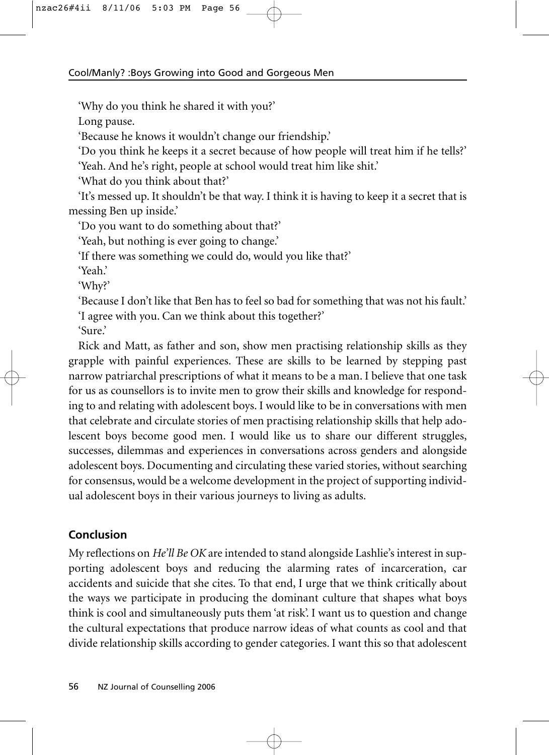'Why do you think he shared it with you?'

Long pause.

'Because he knows it wouldn't change our friendship.'

'Do you think he keeps it a secret because of how people will treat him if he tells?'

'Yeah. And he's right, people at school would treat him like shit.'

'What do you think about that?'

'It's messed up. It shouldn't be that way. I think it is having to keep it a secret that is messing Ben up inside.'

'Do you want to do something about that?'

'Yeah, but nothing is ever going to change.'

'If there was something we could do, would you like that?'

'Yeah.'

'Why?'

'Because I don't like that Ben has to feel so bad for something that was not his fault.'

'I agree with you. Can we think about this together?'

'Sure.'

Rick and Matt, as father and son, show men practising relationship skills as they grapple with painful experiences. These are skills to be learned by stepping past narrow patriarchal prescriptions of what it means to be a man. I believe that one task for us as counsellors is to invite men to grow their skills and knowledge for responding to and relating with adolescent boys. I would like to be in conversations with men that celebrate and circulate stories of men practising relationship skills that help adolescent boys become good men. I would like us to share our different struggles, successes, dilemmas and experiences in conversations across genders and alongside adolescent boys. Documenting and circulating these varied stories, without searching for consensus, would be a welcome development in the project of supporting individual adolescent boys in their various journeys to living as adults.

## Conclusion

My reflections on *He'll Be OK* are intended to stand alongside Lashlie's interest in supporting adolescent boys and reducing the alarming rates of incarceration, car accidents and suicide that she cites. To that end, I urge that we think critically about the ways we participate in producing the dominant culture that shapes what boys think is cool and simultaneously puts them 'at risk'. I want us to question and change the cultural expectations that produce narrow ideas of what counts as cool and that divide relationship skills according to gender categories. I want this so that adolescent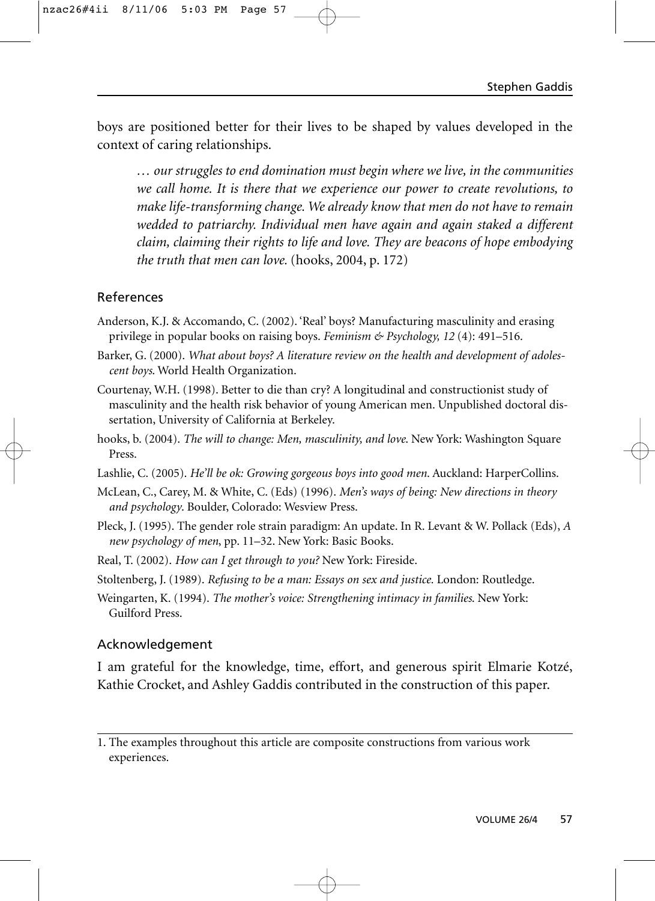boys are positioned better for their lives to be shaped by values developed in the context of caring relationships.

> *… our struggles to end domination must begin where we live, in the communities we call home. It is there that we experience our power to create revolutions, to make life-transforming change. We already know that men do not have to remain wedded to patriarchy. Individual men have again and again staked a different claim, claiming their rights to life and love. They are beacons of hope embodying the truth that men can love.* (hooks, 2004, p. 172)

## References

Anderson, K.J. & Accomando, C. (2002). 'Real' boys? Manufacturing masculinity and erasing privilege in popular books on raising boys. *Feminism & Psychology, 12* (4): 491–516.

Barker, G. (2000). *What about boys? A literature review on the health and development of adolescent boys*. World Health Organization.

Courtenay, W.H. (1998). Better to die than cry? A longitudinal and constructionist study of masculinity and the health risk behavior of young American men. Unpublished doctoral dissertation, University of California at Berkeley.

hooks, b. (2004). *The will to change: Men, masculinity, and love*. New York: Washington Square Press.

Lashlie, C. (2005). *He'll be ok: Growing gorgeous boys into good men*. Auckland: HarperCollins.

McLean, C., Carey, M. & White, C. (Eds) (1996). *Men's ways of being: New directions in theory and psychology*. Boulder, Colorado: Wesview Press.

Pleck, J. (1995). The gender role strain paradigm: An update. In R. Levant & W. Pollack (Eds), *A new psychology of men*, pp. 11–32. New York: Basic Books.

Real, T. (2002). *How can I get through to you?* New York: Fireside.

Stoltenberg, J. (1989). *Refusing to be a man: Essays on sex and justice.* London: Routledge.

Weingarten, K. (1994). *The mother's voice: Strengthening intimacy in families*. New York: Guilford Press.

## Acknowledgement

I am grateful for the knowledge, time, effort, and generous spirit Elmarie Kotzé, Kathie Crocket, and Ashley Gaddis contributed in the construction of this paper.

1. The examples throughout this article are composite constructions from various work experiences.